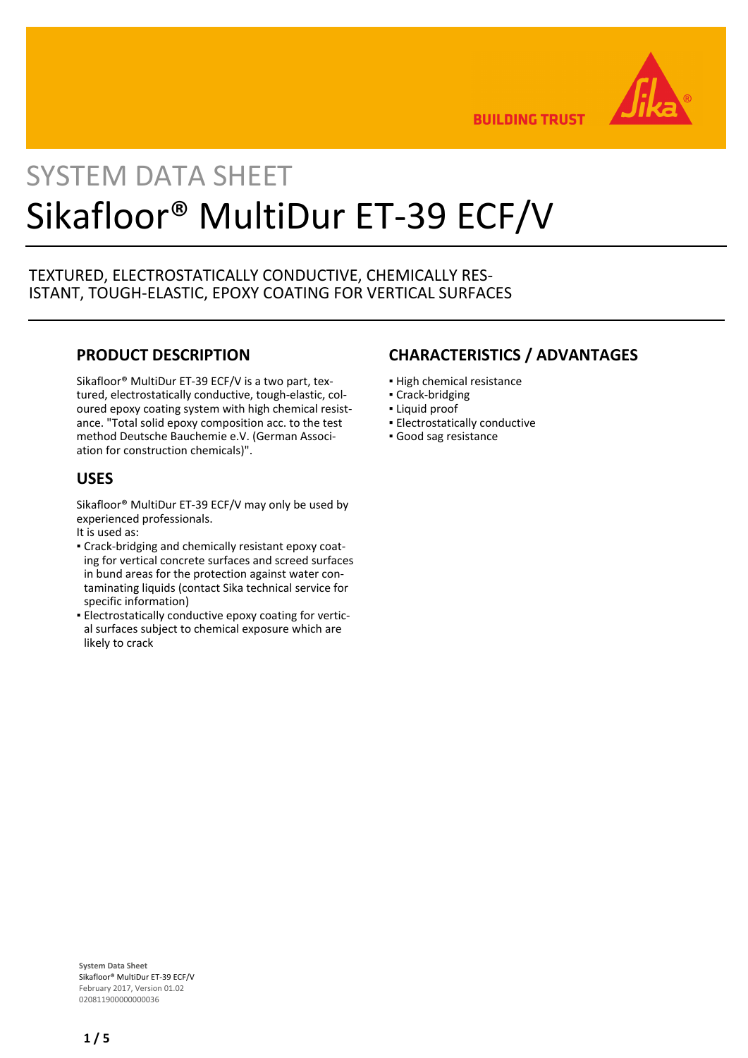SYSTEM DATA SHEET

# Sikafloor® MultiDur ET-39 ECF/V

TEXTURED, ELECTROSTATICALLY CONDUCTIVE, CHEMICALLY RESISTANT, TOUGH-ELASTIC, EPOXY COATING FOR VERTICAL SURFACES

## PRODUCT DESCRIPTION

Sikafloor® MultiDur ET-39 ECF/V is a two part, textured, electrostatically conductive, tough-elastic, coloured epoxy coating system with high chemical resistance. "Total solid epoxy composition acc. to the test method Deutsche Bauchemie e.V. (German Association for construction chemicals)".

## USES

Sikafloor® MultiDur ET-39 ECF/V may only be used by experienced professionals.
It is used as:

- Crack-bridging and chemically resistant epoxy coating for vertical concrete surfaces and screed surfaces in bund areas for the protection against water contaminating liquids (contact Sika technical service for specific information)
- Electrostatically conductive epoxy coating for vertical surfaces subject to chemical exposure which are likely to crack

## CHARACTERISTICS / ADVANTAGES

- High chemical resistance
- Crack-bridging
- Liquid proof
- Electrostatically conductive
- Good sag resistance

**System Data Sheet**
Sikafloor® MultiDur ET-39 ECF/V
February 2017, Version 01.02
020811900000000036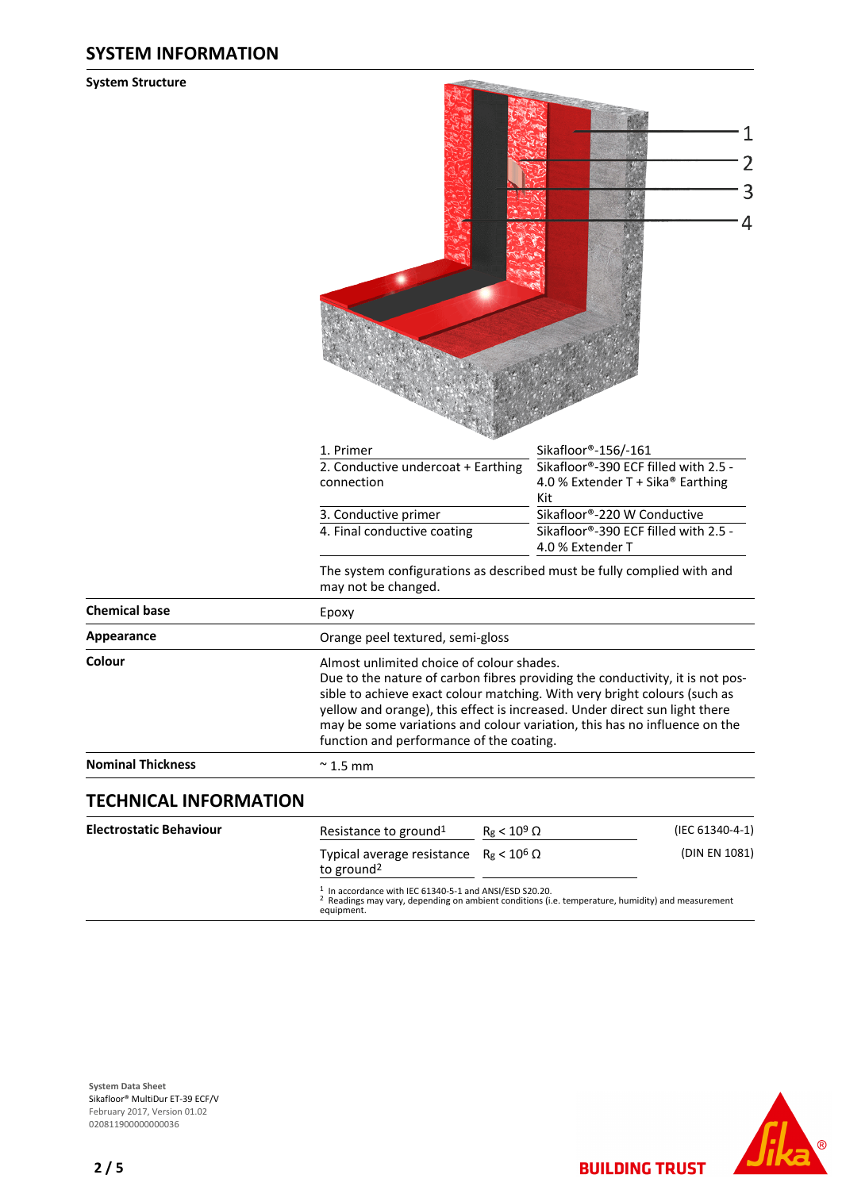## SYSTEM INFORMATION

**System Structure**

| | |
|---|---|
| 1. Primer | Sikafloor®-156/-161 |
| 2. Conductive undercoat + Earthing connection | Sikafloor®-390 ECF filled with 2.5 - 4.0 % Extender T + Sika® Earthing Kit |
| 3. Conductive primer | Sikafloor®-220 W Conductive |
| 4. Final conductive coating | Sikafloor®-390 ECF filled with 2.5 - 4.0 % Extender T |

The system configurations as described must be fully complied with and may not be changed.

**Chemical base**

Epoxy

**Appearance**

Orange peel textured, semi-gloss

**Colour**

Almost unlimited choice of colour shades.
Due to the nature of carbon fibres providing the conductivity, it is not possible to achieve exact colour matching. With very bright colours (such as yellow and orange), this effect is increased. Under direct sun light there may be some variations and colour variation, this has no influence on the function and performance of the coating.

**Nominal Thickness**

~ 1.5 mm

## TECHNICAL INFORMATION

**Electrostatic Behaviour**

| | | |
|---|---|---|
| Resistance to ground[1] | $R_g < 10^9\ \Omega$ | (IEC 61340-4-1) |
| Typical average resistance to ground[2] | $R_g < 10^6\ \Omega$ | (DIN EN 1081) |

[1] In accordance with IEC 61340-5-1 and ANSI/ESD S20.20.
[2] Readings may vary, depending on ambient conditions (i.e. temperature, humidity) and measurement equipment.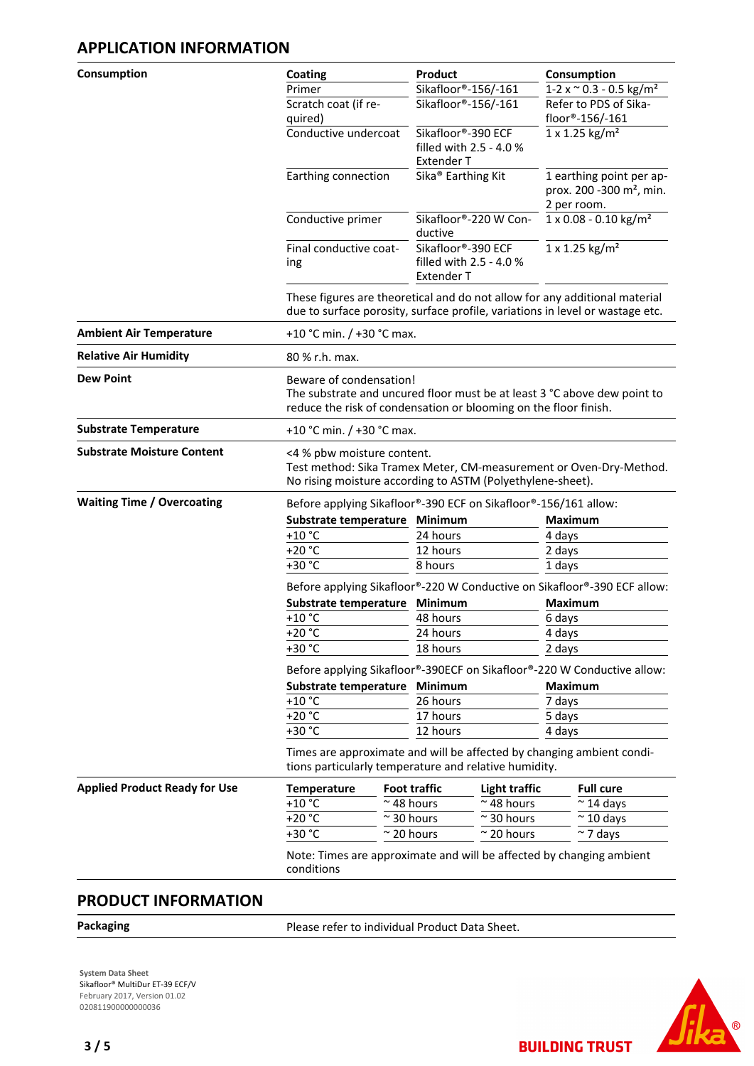## APPLICATION INFORMATION

**Consumption**

| Coating | Product | Consumption |
|---|---|---|
| Primer | Sikafloor®-156/-161 | 1-2 x ~ 0.3 - 0.5 kg/m² |
| Scratch coat (if required) | Sikafloor®-156/-161 | Refer to PDS of Sikafloor®-156/-161 |
| Conductive undercoat | Sikafloor®-390 ECF filled with 2.5 - 4.0 % Extender T | 1 x 1.25 kg/m² |
| Earthing connection | Sika® Earthing Kit | 1 earthing point per approx. 200 -300 m², min. 2 per room. |
| Conductive primer | Sikafloor®-220 W Conductive | 1 x 0.08 - 0.10 kg/m² |
| Final conductive coating | Sikafloor®-390 ECF filled with 2.5 - 4.0 % Extender T | 1 x 1.25 kg/m² |

These figures are theoretical and do not allow for any additional material due to surface porosity, surface profile, variations in level or wastage etc.

**Ambient Air Temperature**

+10 °C min. / +30 °C max.

**Relative Air Humidity**

80 % r.h. max.

**Dew Point**

Beware of condensation!
The substrate and uncured floor must be at least 3 °C above dew point to reduce the risk of condensation or blooming on the floor finish.

**Substrate Temperature**

+10 °C min. / +30 °C max.

**Substrate Moisture Content**

<4 % pbw moisture content.
Test method: Sika Tramex Meter, CM-measurement or Oven-Dry-Method.
No rising moisture according to ASTM (Polyethylene-sheet).

**Waiting Time / Overcoating**

Before applying Sikafloor®-390 ECF on Sikafloor®-156/161 allow:

| Substrate temperature | Minimum | Maximum |
|---|---|---|
| +10 °C | 24 hours | 4 days |
| +20 °C | 12 hours | 2 days |
| +30 °C | 8 hours | 1 days |

Before applying Sikafloor®-220 W Conductive on Sikafloor®-390 ECF allow:

| Substrate temperature | Minimum | Maximum |
|---|---|---|
| +10 °C | 48 hours | 6 days |
| +20 °C | 24 hours | 4 days |
| +30 °C | 18 hours | 2 days |

Before applying Sikafloor®-390ECF on Sikafloor®-220 W Conductive allow:

| Substrate temperature | Minimum | Maximum |
|---|---|---|
| +10 °C | 26 hours | 7 days |
| +20 °C | 17 hours | 5 days |
| +30 °C | 12 hours | 4 days |

Times are approximate and will be affected by changing ambient conditions particularly temperature and relative humidity.

**Applied Product Ready for Use**

| Temperature | Foot traffic | Light traffic | Full cure |
|---|---|---|---|
| +10 °C | ~ 48 hours | ~ 48 hours | ~ 14 days |
| +20 °C | ~ 30 hours | ~ 30 hours | ~ 10 days |
| +30 °C | ~ 20 hours | ~ 20 hours | ~ 7 days |

Note: Times are approximate and will be affected by changing ambient conditions

## PRODUCT INFORMATION

**Packaging**

Please refer to individual Product Data Sheet.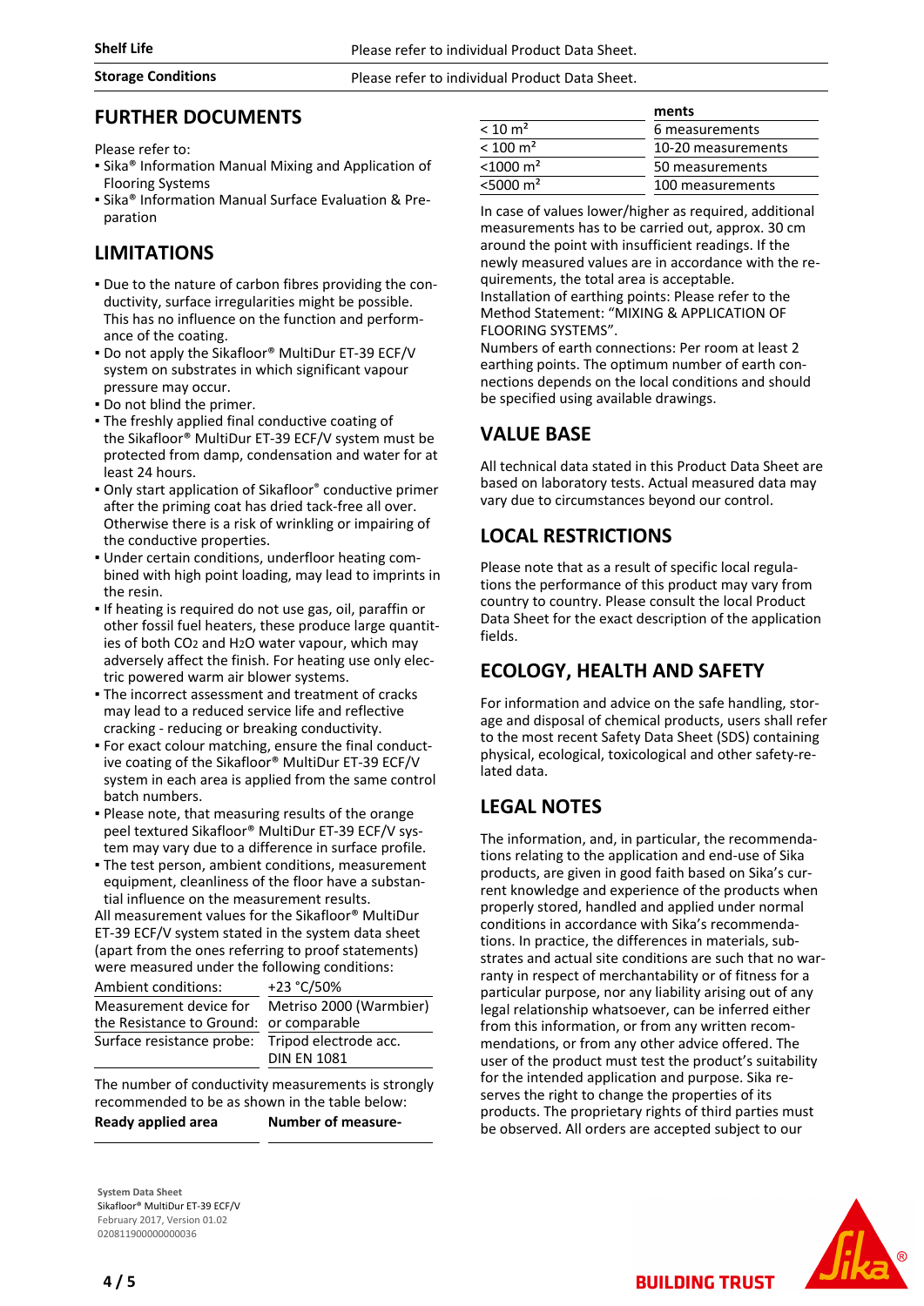| | |
|---|---|
| **Shelf Life** | Please refer to individual Product Data Sheet. |
| **Storage Conditions** | Please refer to individual Product Data Sheet. |

## FURTHER DOCUMENTS

Please refer to:
- Sika® Information Manual Mixing and Application of Flooring Systems
- Sika® Information Manual Surface Evaluation & Preparation

## LIMITATIONS

- Due to the nature of carbon fibres providing the conductivity, surface irregularities might be possible. This has no influence on the function and performance of the coating.
- Do not apply the Sikafloor® MultiDur ET-39 ECF/V system on substrates in which significant vapour pressure may occur.
- Do not blind the primer.
- The freshly applied final conductive coating of the Sikafloor® MultiDur ET-39 ECF/V system must be protected from damp, condensation and water for at least 24 hours.
- Only start application of Sikafloor® conductive primer after the priming coat has dried tack-free all over. Otherwise there is a risk of wrinkling or impairing of the conductive properties.
- Under certain conditions, underfloor heating combined with high point loading, may lead to imprints in the resin.
- If heating is required do not use gas, oil, paraffin or other fossil fuel heaters, these produce large quantities of both $CO_2$ and $H_2O$ water vapour, which may adversely affect the finish. For heating use only electric powered warm air blower systems.
- The incorrect assessment and treatment of cracks may lead to a reduced service life and reflective cracking - reducing or breaking conductivity.
- For exact colour matching, ensure the final conductive coating of the Sikafloor® MultiDur ET-39 ECF/V system in each area is applied from the same control batch numbers.
- Please note, that measuring results of the orange peel textured Sikafloor® MultiDur ET-39 ECF/V system may vary due to a difference in surface profile.
- The test person, ambient conditions, measurement equipment, cleanliness of the floor have a substantial influence on the measurement results.

All measurement values for the Sikafloor® MultiDur ET-39 ECF/V system stated in the system data sheet (apart from the ones referring to proof statements) were measured under the following conditions:

| | |
|---|---|
| Ambient conditions: | +23 °C/50% |
| Measurement device for the Resistance to Ground: | Metriso 2000 (Warmbier) or comparable |
| Surface resistance probe: | Tripod electrode acc. DIN EN 1081 |

The number of conductivity measurements is strongly recommended to be as shown in the table below:

| Ready applied area | Number of measurements |
|---|---|
| < 10 m² | 6 measurements |
| < 100 m² | 10-20 measurements |
| <1000 m² | 50 measurements |
| <5000 m² | 100 measurements |

In case of values lower/higher as required, additional measurements has to be carried out, approx. 30 cm around the point with insufficient readings. If the newly measured values are in accordance with the requirements, the total area is acceptable.
Installation of earthing points: Please refer to the Method Statement: "MIXING & APPLICATION OF FLOORING SYSTEMS".
Numbers of earth connections: Per room at least 2 earthing points. The optimum number of earth connections depends on the local conditions and should be specified using available drawings.

## VALUE BASE

All technical data stated in this Product Data Sheet are based on laboratory tests. Actual measured data may vary due to circumstances beyond our control.

## LOCAL RESTRICTIONS

Please note that as a result of specific local regulations the performance of this product may vary from country to country. Please consult the local Product Data Sheet for the exact description of the application fields.

## ECOLOGY, HEALTH AND SAFETY

For information and advice on the safe handling, storage and disposal of chemical products, users shall refer to the most recent Safety Data Sheet (SDS) containing physical, ecological, toxicological and other safety-related data.

## LEGAL NOTES

The information, and, in particular, the recommendations relating to the application and end-use of Sika products, are given in good faith based on Sika's current knowledge and experience of the products when properly stored, handled and applied under normal conditions in accordance with Sika's recommendations. In practice, the differences in materials, substrates and actual site conditions are such that no warranty in respect of merchantability or of fitness for a particular purpose, nor any liability arising out of any legal relationship whatsoever, can be inferred either from this information, or from any written recommendations, or from any other advice offered. The user of the product must test the product's suitability for the intended application and purpose. Sika reserves the right to change the properties of its products. The proprietary rights of third parties must be observed. All orders are accepted subject to our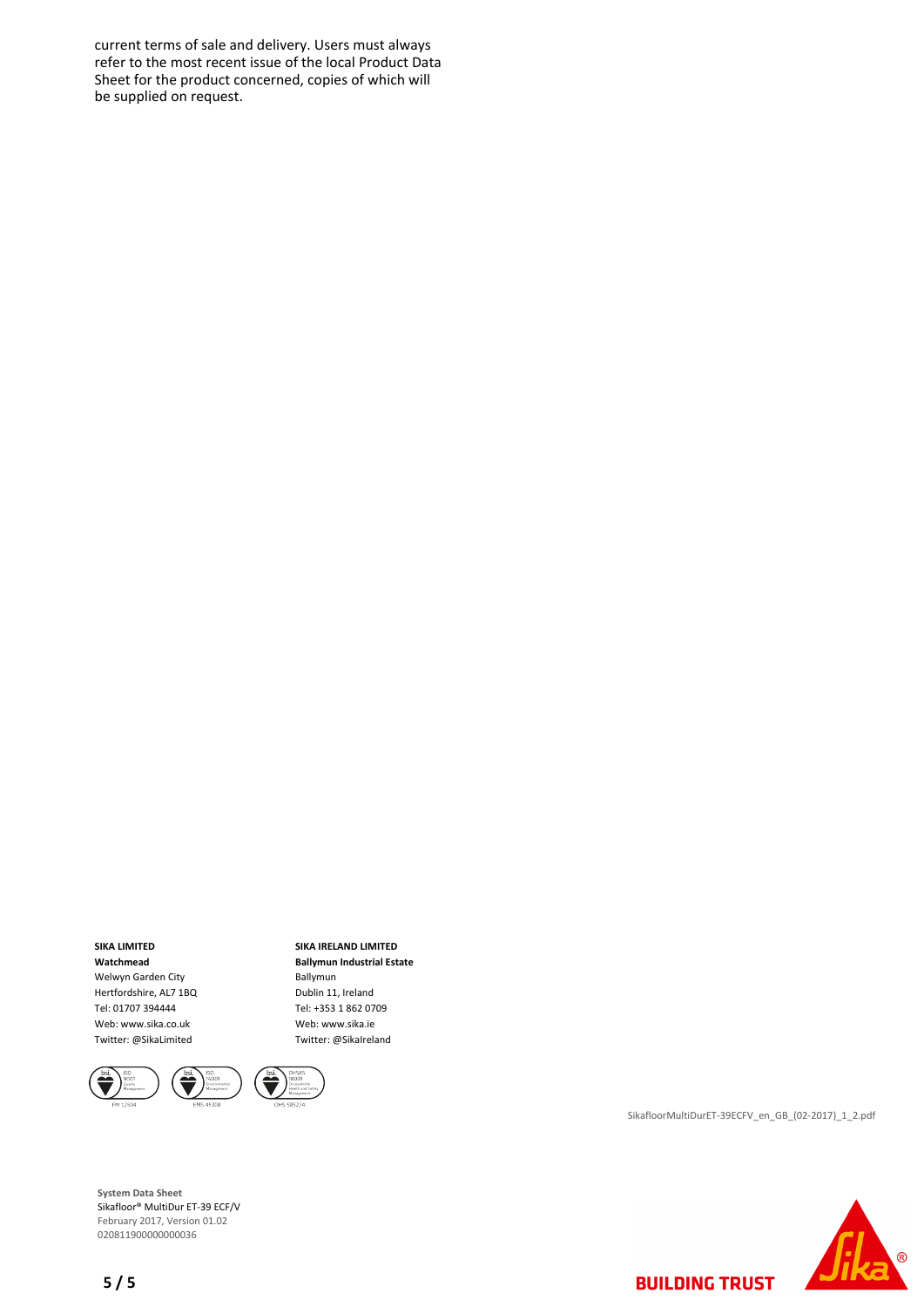current terms of sale and delivery. Users must always refer to the most recent issue of the local Product Data Sheet for the product concerned, copies of which will be supplied on request.

**SIKA LIMITED**
**Watchmead**
Welwyn Garden City
Hertfordshire, AL7 1BQ
Tel: 01707 394444
Web: www.sika.co.uk
Twitter: @SikaLimited

**SIKA IRELAND LIMITED**
**Ballymun Industrial Estate**
Ballymun
Dublin 11, Ireland
Tel: +353 1 862 0709
Web: www.sika.ie
Twitter: @SikaIreland

FM 12504 EMS 45308 OHS 585274

SikafloorMultiDurET-39ECFV_en_GB_(02-2017)_1_2.pdf

**System Data Sheet**
Sikafloor® MultiDur ET-39 ECF/V
February 2017, Version 01.02
020811900000000036